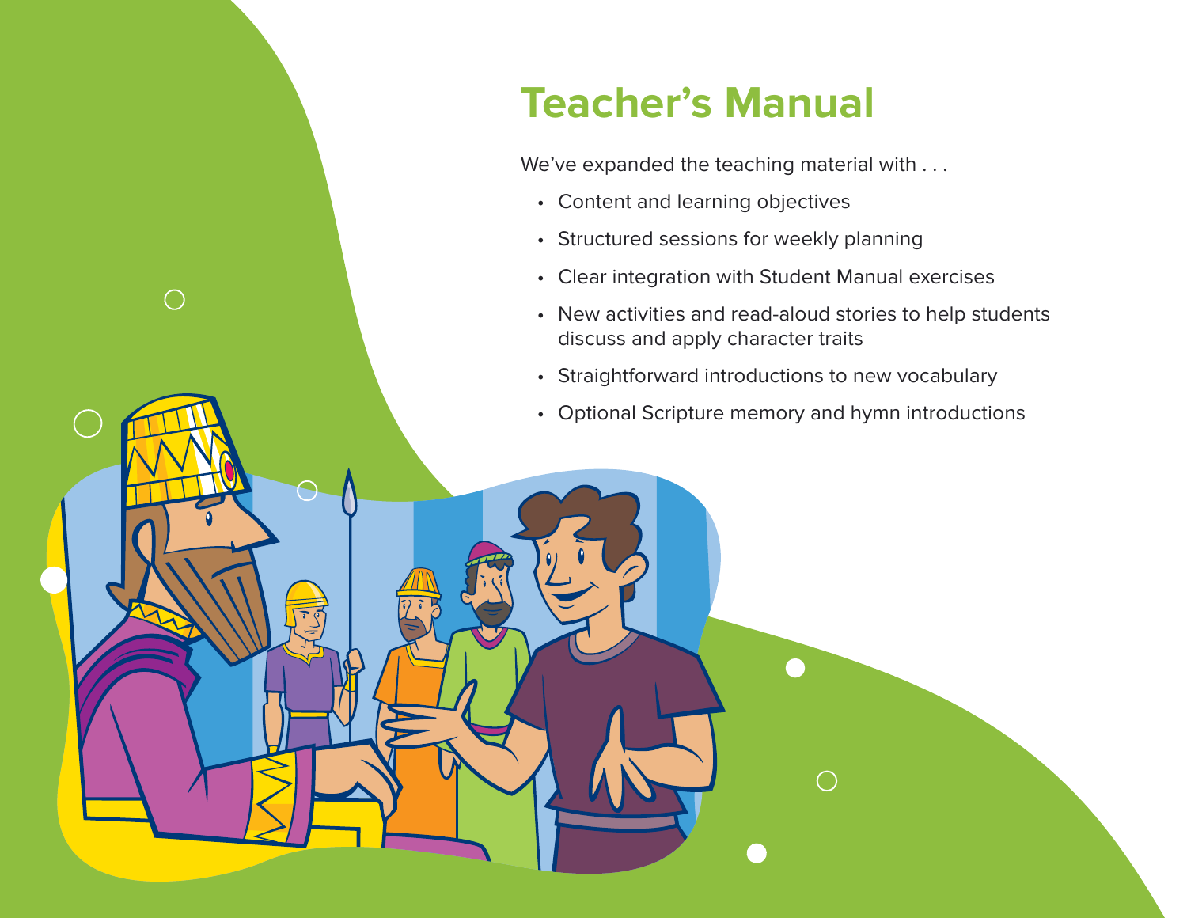# Teacher's Manual

We've expanded the teaching material with . . .

- Content and learning objectives
- Structured sessions for weekly planning
- Clear integration with Student Manual exercises
- New activities and read-aloud stories to help students discuss and apply character traits
- Straightforward introductions to new vocabulary
- Optional Scripture memory and hymn introductions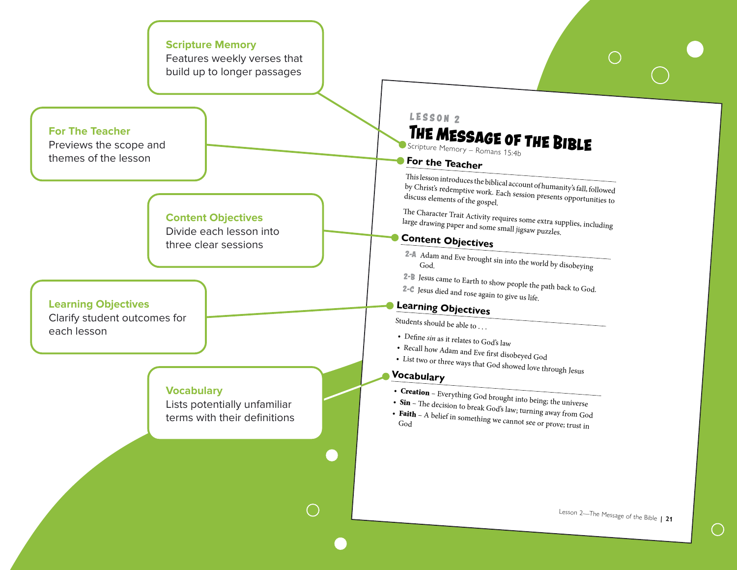**Scripture Memory**
Features weekly verses that build up to longer passages

**For The Teacher**
Previews the scope and themes of the lesson

**Content Objectives**
Divide each lesson into three clear sessions

**Learning Objectives**
Clarify student outcomes for each lesson

**Vocabulary**
Lists potentially unfamiliar terms with their definitions

LESSON 2

# THE MESSAGE OF THE BIBLE

Scripture Memory – Romans 15:4b

## For the Teacher

This lesson introduces the biblical account of humanity's fall, followed by Christ's redemptive work. Each session presents opportunities to discuss elements of the gospel.

The Character Trait Activity requires some extra supplies, including large drawing paper and some small jigsaw puzzles.

## Content Objectives

**2-A** Adam and Eve brought sin into the world by disobeying God.

**2-B** Jesus came to Earth to show people the path back to God.

**2-C** Jesus died and rose again to give us life.

## Learning Objectives

Students should be able to . . .

- Define *sin* as it relates to God's law
- Recall how Adam and Eve first disobeyed God
- List two or three ways that God showed love through Jesus

## Vocabulary

- **Creation** – Everything God brought into being; the universe
- **Sin** – The decision to break God's law; turning away from God
- **Faith** – A belief in something we cannot see or prove; trust in God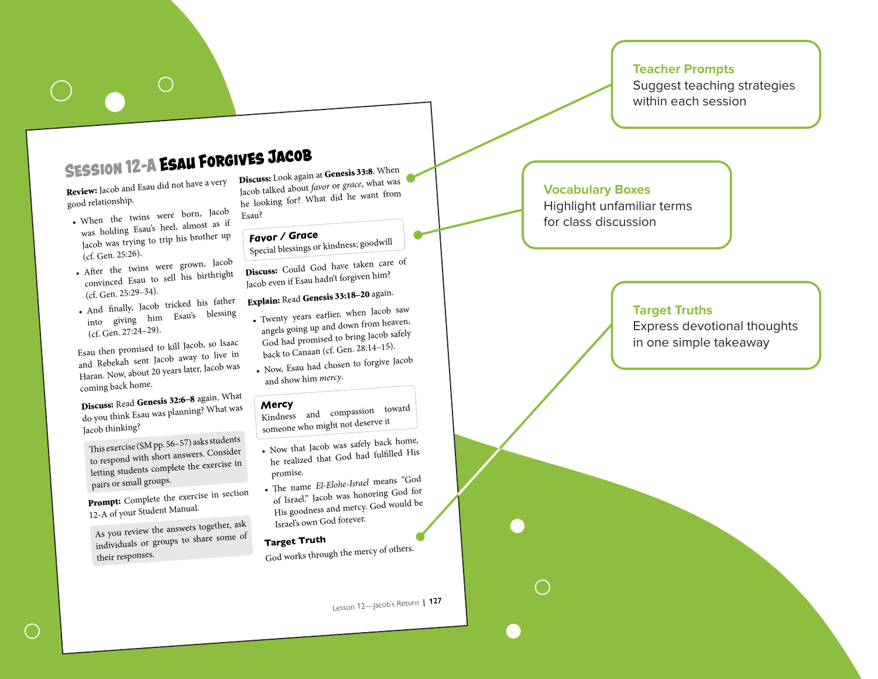# Session 12-A Esau Forgives Jacob

**Review:** Jacob and Esau did not have a very good relationship.

- When the twins were born, Jacob was holding Esau's heel, almost as if Jacob was trying to trip his brother up (cf. Gen. 25:26).
- After the twins were grown, Jacob convinced Esau to sell his birthright (cf. Gen. 25:29–34).
- And finally, Jacob tricked his father into giving him Esau's blessing (cf. Gen. 27:24–29).

Esau then promised to kill Jacob, so Isaac and Rebekah sent Jacob away to live in Haran. Now, about 20 years later, Jacob was coming back home.

**Discuss:** Read **Genesis 32:6–8** again. What do you think Esau was planning? What was Jacob thinking?

> This exercise (SM pp. 56–57) asks students to respond with short answers. Consider letting students complete the exercise in pairs or small groups.

**Prompt:** Complete the exercise in section 12-A of your Student Manual.

> As you review the answers together, ask individuals or groups to share some of their responses.

**Discuss:** Look again at **Genesis 33:8**. When Jacob talked about *favor* or *grace*, what was he looking for? What did he want from Esau?

> **Favor / Grace**
> Special blessings or kindness; goodwill

**Discuss:** Could God have taken care of Jacob even if Esau hadn't forgiven him?

**Explain:** Read **Genesis 33:18–20** again.

- Twenty years earlier, when Jacob saw angels going up and down from heaven, God had promised to bring Jacob safely back to Canaan (cf. Gen. 28:14–15).
- Now, Esau had chosen to forgive Jacob and show him *mercy*.

> **Mercy**
> Kindness and compassion toward someone who might not deserve it

- Now that Jacob was safely back home, he realized that God had fulfilled His promise.
- The name *El-Elohe-Israel* means "God of Israel." Jacob was honoring God for His goodness and mercy. God would be Israel's own God forever.

**Target Truth**

God works through the mercy of others.

Lesson 12—Jacob's Return

**Teacher Prompts**
Suggest teaching strategies within each session

**Vocabulary Boxes**
Highlight unfamiliar terms for class discussion

**Target Truths**
Express devotional thoughts in one simple takeaway